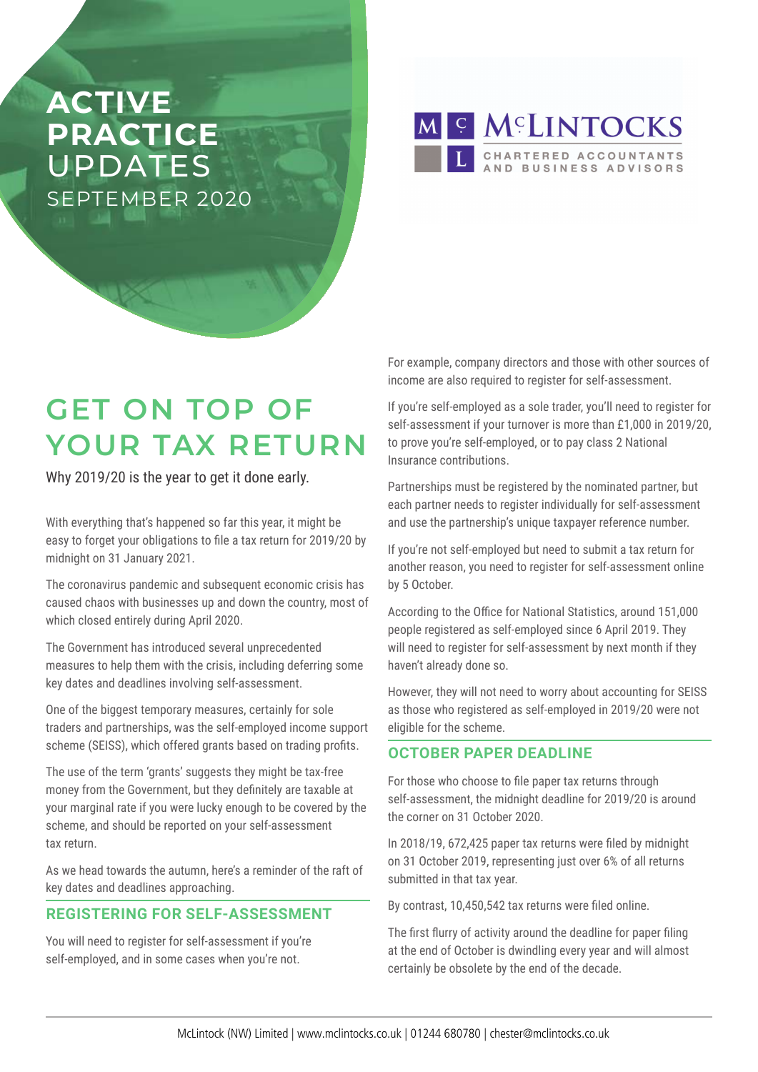# ACTIVE PRACTICE UPDATES

SEPTEMBER 2020

McLINTOCKS

CHARTERED ACCOUNTANTS AND BUSINESS ADVISORS

## GET ON TOP OF YOUR TAX RETURN

Why 2019/20 is the year to get it done early.

With everything that's happened so far this year, it might be easy to forget your obligations to file a tax return for 2019/20 by midnight on 31 January 2021.

The coronavirus pandemic and subsequent economic crisis has caused chaos with businesses up and down the country, most of which closed entirely during April 2020.

The Government has introduced several unprecedented measures to help them with the crisis, including deferring some key dates and deadlines involving self-assessment.

One of the biggest temporary measures, certainly for sole traders and partnerships, was the self-employed income support scheme (SEISS), which offered grants based on trading profits.

The use of the term 'grants' suggests they might be tax-free money from the Government, but they definitely are taxable at your marginal rate if you were lucky enough to be covered by the scheme, and should be reported on your self-assessment tax return.

As we head towards the autumn, here's a reminder of the raft of key dates and deadlines approaching.

### REGISTERING FOR SELF-ASSESSMENT

You will need to register for self-assessment if you're self-employed, and in some cases when you're not.

For example, company directors and those with other sources of income are also required to register for self-assessment.

If you're self-employed as a sole trader, you'll need to register for self-assessment if your turnover is more than £1,000 in 2019/20, to prove you're self-employed, or to pay class 2 National Insurance contributions.

Partnerships must be registered by the nominated partner, but each partner needs to register individually for self-assessment and use the partnership's unique taxpayer reference number.

If you're not self-employed but need to submit a tax return for another reason, you need to register for self-assessment online by 5 October.

According to the Office for National Statistics, around 151,000 people registered as self-employed since 6 April 2019. They will need to register for self-assessment by next month if they haven't already done so.

However, they will not need to worry about accounting for SEISS as those who registered as self-employed in 2019/20 were not eligible for the scheme.

### OCTOBER PAPER DEADLINE

For those who choose to file paper tax returns through self-assessment, the midnight deadline for 2019/20 is around the corner on 31 October 2020.

In 2018/19, 672,425 paper tax returns were filed by midnight on 31 October 2019, representing just over 6% of all returns submitted in that tax year.

By contrast, 10,450,542 tax returns were filed online.

The first flurry of activity around the deadline for paper filing at the end of October is dwindling every year and will almost certainly be obsolete by the end of the decade.

McLintock (NW) Limited | www.mclintocks.co.uk | 01244 680780 | chester@mclintocks.co.uk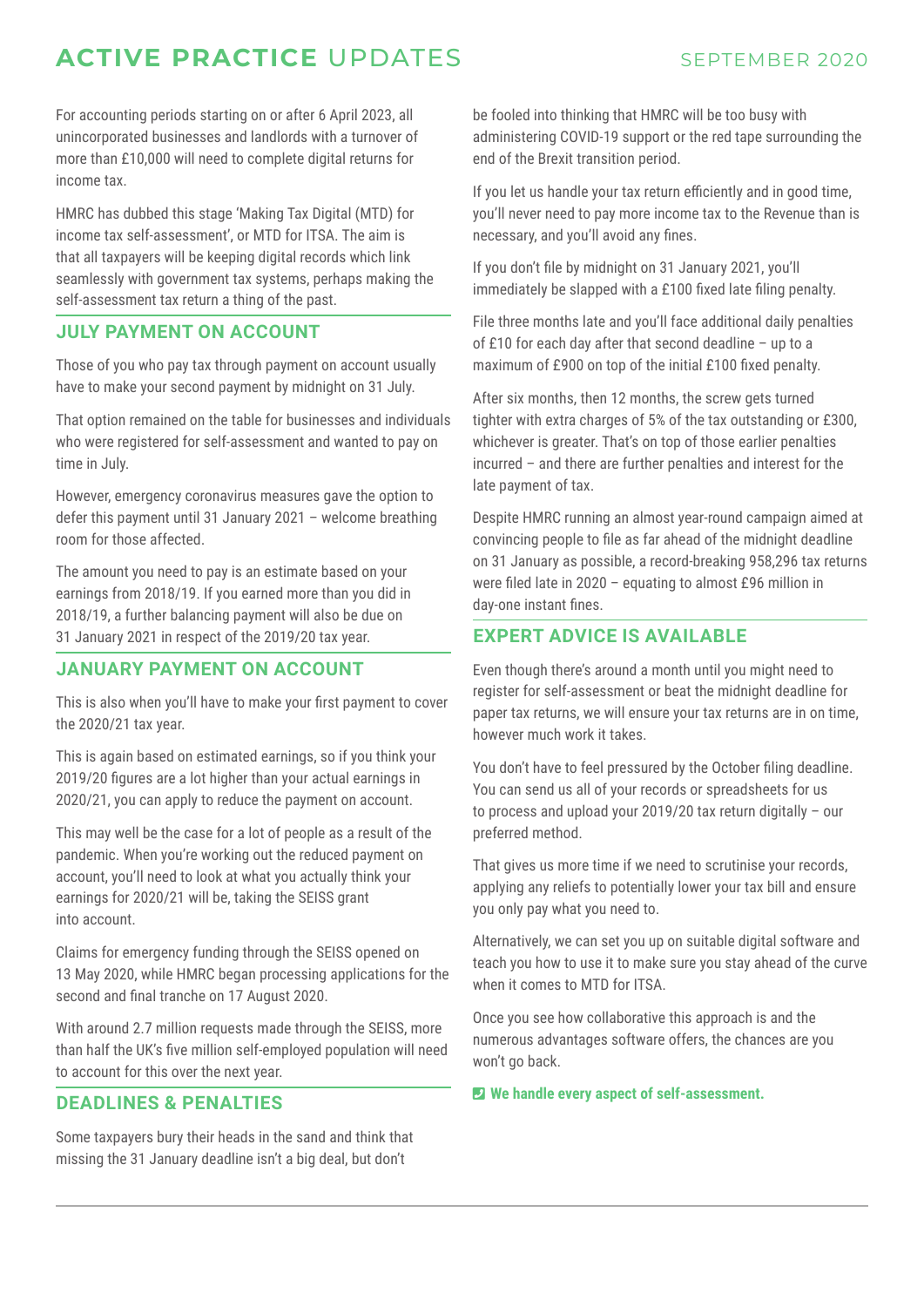For accounting periods starting on or after 6 April 2023, all unincorporated businesses and landlords with a turnover of more than £10,000 will need to complete digital returns for income tax.

HMRC has dubbed this stage 'Making Tax Digital (MTD) for income tax self-assessment', or MTD for ITSA. The aim is that all taxpayers will be keeping digital records which link seamlessly with government tax systems, perhaps making the self-assessment tax return a thing of the past.

## JULY PAYMENT ON ACCOUNT

Those of you who pay tax through payment on account usually have to make your second payment by midnight on 31 July.

That option remained on the table for businesses and individuals who were registered for self-assessment and wanted to pay on time in July.

However, emergency coronavirus measures gave the option to defer this payment until 31 January 2021 – welcome breathing room for those affected.

The amount you need to pay is an estimate based on your earnings from 2018/19. If you earned more than you did in 2018/19, a further balancing payment will also be due on 31 January 2021 in respect of the 2019/20 tax year.

## JANUARY PAYMENT ON ACCOUNT

This is also when you'll have to make your first payment to cover the 2020/21 tax year.

This is again based on estimated earnings, so if you think your 2019/20 figures are a lot higher than your actual earnings in 2020/21, you can apply to reduce the payment on account.

This may well be the case for a lot of people as a result of the pandemic. When you're working out the reduced payment on account, you'll need to look at what you actually think your earnings for 2020/21 will be, taking the SEISS grant into account.

Claims for emergency funding through the SEISS opened on 13 May 2020, while HMRC began processing applications for the second and final tranche on 17 August 2020.

With around 2.7 million requests made through the SEISS, more than half the UK's five million self-employed population will need to account for this over the next year.

## DEADLINES & PENALTIES

Some taxpayers bury their heads in the sand and think that missing the 31 January deadline isn't a big deal, but don't be fooled into thinking that HMRC will be too busy with administering COVID-19 support or the red tape surrounding the end of the Brexit transition period.

If you let us handle your tax return efficiently and in good time, you'll never need to pay more income tax to the Revenue than is necessary, and you'll avoid any fines.

If you don't file by midnight on 31 January 2021, you'll immediately be slapped with a £100 fixed late filing penalty.

File three months late and you'll face additional daily penalties of £10 for each day after that second deadline – up to a maximum of £900 on top of the initial £100 fixed penalty.

After six months, then 12 months, the screw gets turned tighter with extra charges of 5% of the tax outstanding or £300, whichever is greater. That's on top of those earlier penalties incurred – and there are further penalties and interest for the late payment of tax.

Despite HMRC running an almost year-round campaign aimed at convincing people to file as far ahead of the midnight deadline on 31 January as possible, a record-breaking 958,296 tax returns were filed late in 2020 – equating to almost £96 million in day-one instant fines.

## EXPERT ADVICE IS AVAILABLE

Even though there's around a month until you might need to register for self-assessment or beat the midnight deadline for paper tax returns, we will ensure your tax returns are in on time, however much work it takes.

You don't have to feel pressured by the October filing deadline. You can send us all of your records or spreadsheets for us to process and upload your 2019/20 tax return digitally – our preferred method.

That gives us more time if we need to scrutinise your records, applying any reliefs to potentially lower your tax bill and ensure you only pay what you need to.

Alternatively, we can set you up on suitable digital software and teach you how to use it to make sure you stay ahead of the curve when it comes to MTD for ITSA.

Once you see how collaborative this approach is and the numerous advantages software offers, the chances are you won't go back.

**We handle every aspect of self-assessment.**